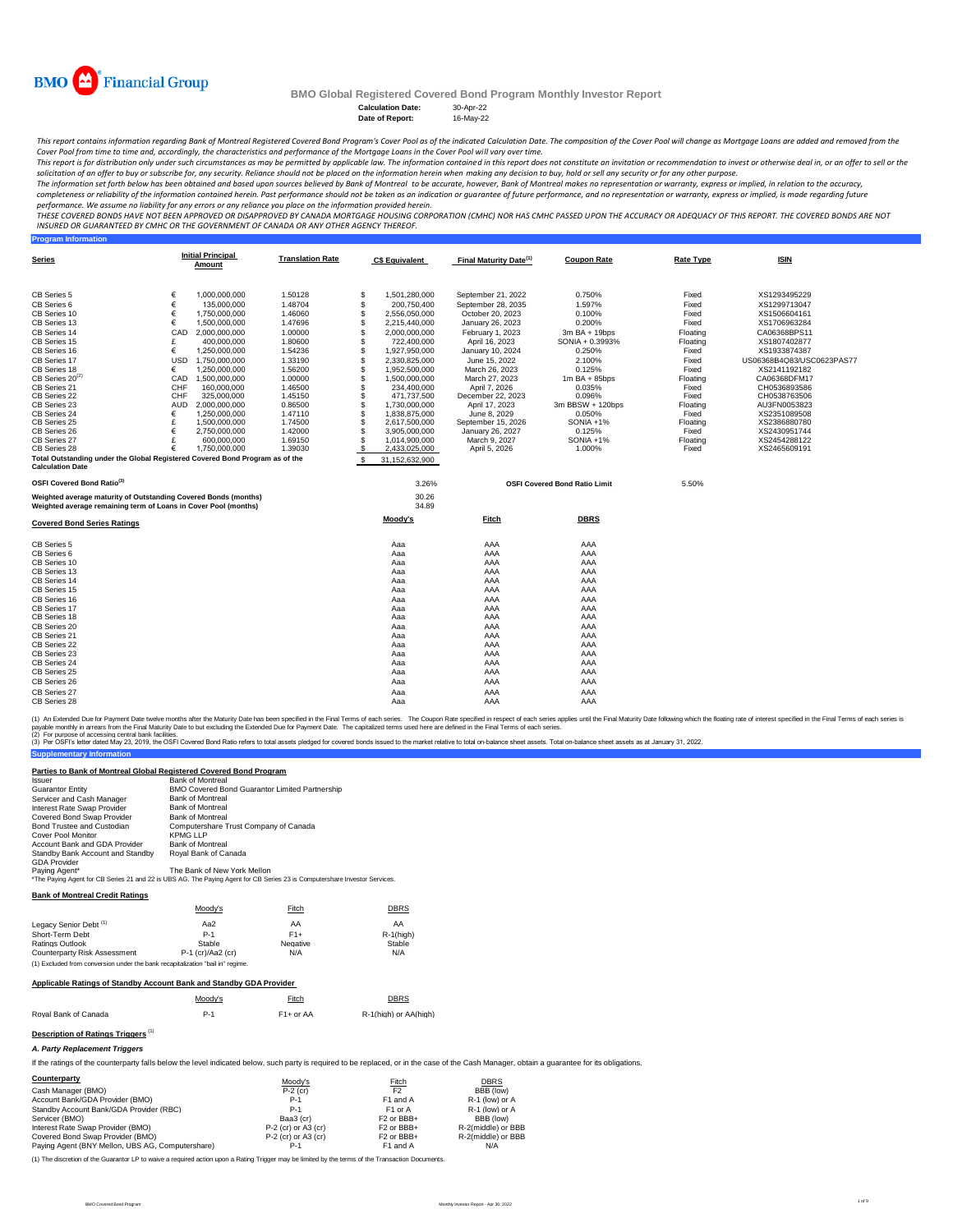BMO Financial Group

# BMO Global Registered Covered Bond Program Monthly Investor Report

**Calculation Date:** 30-Apr-22
**Date of Report:** 16-May-22

*This report contains information regarding Bank of Montreal Registered Covered Bond Program's Cover Pool as of the indicated Calculation Date. The composition of the Cover Pool will change as Mortgage Loans are added and removed from the Cover Pool from time to time and, accordingly, the characteristics and performance of the Mortgage Loans in the Cover Pool will vary over time.*

*This report is for distribution only under such circumstances as may be permitted by applicable law. The information contained in this report does not constitute an invitation or recommendation to invest or otherwise deal in, or an offer to sell or the solicitation of an offer to buy or subscribe for, any security. Reliance should not be placed on the information herein when making any decision to buy, hold or sell any security or for any other purpose.*

*The information set forth below has been obtained and based upon sources believed by Bank of Montreal to be accurate, however, Bank of Montreal makes no representation or warranty, express or implied, in relation to the accuracy, completeness or reliability of the information contained herein. Past performance should not be taken as an indication or guarantee of future performance, and no representation or warranty, express or implied, is made regarding future performance. We assume no liability for any errors or any reliance you place on the information provided herein.*

*THESE COVERED BONDS HAVE NOT BEEN APPROVED OR DISAPPROVED BY CANADA MORTGAGE HOUSING CORPORATION (CMHC) NOR HAS CMHC PASSED UPON THE ACCURACY OR ADEQUACY OF THIS REPORT. THE COVERED BONDS ARE NOT INSURED OR GUARANTEED BY CMHC OR THE GOVERNMENT OF CANADA OR ANY OTHER AGENCY THEREOF.*

## Program Information

| Series | | Initial Principal Amount | Translation Rate | | C$ Equivalent | Final Maturity Date[1] | Coupon Rate | Rate Type | ISIN |
|---|---|---|---|---|---|---|---|---|---|
| CB Series 5 | € | 1,000,000,000 | 1.50128 | $ | 1,501,280,000 | September 21, 2022 | 0.750% | Fixed | XS1293495229 |
| CB Series 6 | € | 135,000,000 | 1.48704 | $ | 200,750,400 | September 28, 2035 | 1.597% | Fixed | XS1299713047 |
| CB Series 10 | € | 1,750,000,000 | 1.46060 | $ | 2,556,050,000 | October 20, 2023 | 0.100% | Fixed | XS1506604161 |
| CB Series 13 | € | 1,500,000,000 | 1.47696 | $ | 2,215,440,000 | January 26, 2023 | 0.200% | Fixed | XS1706963284 |
| CB Series 14 | CAD | 2,000,000,000 | 1.00000 | $ | 2,000,000,000 | February 1, 2023 | 3m BA + 19bps | Floating | CA06368BPS11 |
| CB Series 15 | £ | 400,000,000 | 1.80600 | $ | 722,400,000 | April 16, 2023 | SONIA + 0.3993% | Floating | XS1807402877 |
| CB Series 16 | € | 1,250,000,000 | 1.54236 | $ | 1,927,950,000 | January 10, 2024 | 0.250% | Fixed | XS1933874387 |
| CB Series 17 | USD | 1,750,000,000 | 1.33190 | $ | 2,330,825,000 | June 15, 2022 | 2.100% | Fixed | US06368B4Q83/US0623PAS77 |
| CB Series 18 | € | 1,250,000,000 | 1.56200 | $ | 1,952,500,000 | March 26, 2023 | 0.125% | Fixed | XS2141192182 |
| CB Series 20[2] | CAD | 1,500,000,000 | 1.00000 | $ | 1,500,000,000 | March 27, 2023 | 1m BA + 85bps | Floating | CA06368DFM17 |
| CB Series 21 | CHF | 160,000,000 | 1.46500 | $ | 234,400,000 | April 7, 2026 | 0.035% | Fixed | CH0536893586 |
| CB Series 22 | CHF | 325,000,000 | 1.45150 | $ | 471,737,500 | December 22, 2023 | 0.096% | Fixed | CH0538763506 |
| CB Series 23 | AUD | 2,000,000,000 | 0.86500 | $ | 1,730,000,000 | April 17, 2023 | 3m BBSW + 120bps | Floating | AU3FN0053823 |
| CB Series 24 | € | 1,250,000,000 | 1.47110 | $ | 1,838,875,000 | June 8, 2029 | 0.050% | Fixed | XS2351089508 |
| CB Series 25 | £ | 1,500,000,000 | 1.74500 | $ | 2,617,500,000 | September 15, 2026 | SONIA +1% | Floating | XS2386880780 |
| CB Series 26 | € | 2,750,000,000 | 1.42000 | $ | 3,905,000,000 | January 26, 2027 | 0.125% | Fixed | XS2430951744 |
| CB Series 27 | £ | 600,000,000 | 1.69150 | $ | 1,014,900,000 | March 9, 2027 | SONIA +1% | Floating | XS2454288122 |
| CB Series 28 | € | 1,750,000,000 | 1.39030 | $ | 2,433,025,000 | April 5, 2026 | 1.000% | Fixed | XS2465609191 |
| **Total Outstanding under the Global Registered Covered Bond Program as of the Calculation Date** | | | | $ | 31,152,632,900 | | | | |

| | | | | |
|---|---|---|---|---|
| **OSFI Covered Bond Ratio[3]** | 3.26% | **OSFI Covered Bond Ratio Limit** | 5.50% | |
| **Weighted average maturity of Outstanding Covered Bonds (months)** | 30.26 | | | |
| **Weighted average remaining term of Loans in Cover Pool (months)** | 34.89 | | | |

### Covered Bond Series Ratings

| Series | Moody's | Fitch | DBRS |
|---|---|---|---|
| CB Series 5 | Aaa | AAA | AAA |
| CB Series 6 | Aaa | AAA | AAA |
| CB Series 10 | Aaa | AAA | AAA |
| CB Series 13 | Aaa | AAA | AAA |
| CB Series 14 | Aaa | AAA | AAA |
| CB Series 15 | Aaa | AAA | AAA |
| CB Series 16 | Aaa | AAA | AAA |
| CB Series 17 | Aaa | AAA | AAA |
| CB Series 18 | Aaa | AAA | AAA |
| CB Series 20 | Aaa | AAA | AAA |
| CB Series 21 | Aaa | AAA | AAA |
| CB Series 22 | Aaa | AAA | AAA |
| CB Series 23 | Aaa | AAA | AAA |
| CB Series 24 | Aaa | AAA | AAA |
| CB Series 25 | Aaa | AAA | AAA |
| CB Series 26 | Aaa | AAA | AAA |
| CB Series 27 | Aaa | AAA | AAA |
| CB Series 28 | Aaa | AAA | AAA |

(1) An Extended Due for Payment Date twelve months after the Maturity Date has been specified in the Final Terms of each series. The Coupon Rate specified in respect of each series applies until the Final Maturity Date following which the floating rate of interest specified in the Final Terms of each series is payable monthly in arrears from the Final Maturity Date to but excluding the Extended Due for Payment Date. The capitalized terms used here are defined in the Final Terms of each series.
(2) For purpose of accessing central bank facilities.
(3) Per OSFI's letter dated May 23, 2019, the OSFI Covered Bond Ratio refers to total assets pledged for covered bonds issued to the market relative to total on-balance sheet assets. Total on-balance sheet assets as at January 31, 2022.

## Supplementary Information

### Parties to Bank of Montreal Global Registered Covered Bond Program

| | |
|---|---|
| Issuer | Bank of Montreal |
| Guarantor Entity | BMO Covered Bond Guarantor Limited Partnership |
| Servicer and Cash Manager | Bank of Montreal |
| Interest Rate Swap Provider | Bank of Montreal |
| Covered Bond Swap Provider | Bank of Montreal |
| Bond Trustee and Custodian | Computershare Trust Company of Canada |
| Cover Pool Monitor | KPMG LLP |
| Account Bank and GDA Provider | Bank of Montreal |
| Standby Bank Account and Standby GDA Provider | Royal Bank of Canada |
| Paying Agent* | The Bank of New York Mellon |

*The Paying Agent for CB Series 21 and 22 is UBS AG. The Paying Agent for CB Series 23 is Computershare Investor Services.

### Bank of Montreal Credit Ratings

| | Moody's | Fitch | DBRS |
|---|---|---|---|
| Legacy Senior Debt [1] | Aa2 | AA | AA |
| Short-Term Debt | P-1 | F1+ | R-1(high) |
| Ratings Outlook | Stable | Negative | Stable |
| Counterparty Risk Assessment | P-1 (cr)/Aa2 (cr) | N/A | N/A |

(1) Excluded from conversion under the bank recapitalization "bail in" regime.

### Applicable Ratings of Standby Account Bank and Standby GDA Provider

| | Moody's | Fitch | DBRS |
|---|---|---|---|
| Royal Bank of Canada | P-1 | F1+ or AA | R-1(high) or AA(high) |

### Description of Ratings Triggers [1]

#### *A. Party Replacement Triggers*

If the ratings of the counterparty falls below the level indicated below, such party is required to be replaced, or in the case of the Cash Manager, obtain a guarantee for its obligations.

| Counterparty | Moody's | Fitch | DBRS |
|---|---|---|---|
| Cash Manager (BMO) | P-2 (cr) | F2 | BBB (low) |
| Account Bank/GDA Provider (BMO) | P-1 | F1 and A | R-1 (low) or A |
| Standby Account Bank/GDA Provider (RBC) | P-1 | F1 or A | R-1 (low) or A |
| Servicer (BMO) | Baa3 (cr) | F2 or BBB+ | BBB (low) |
| Interest Rate Swap Provider (BMO) | P-2 (cr) or A3 (cr) | F2 or BBB+ | R-2(middle) or BBB |
| Covered Bond Swap Provider (BMO) | P-2 (cr) or A3 (cr) | F2 or BBB+ | R-2(middle) or BBB |
| Paying Agent (BNY Mellon, UBS AG, Computershare) | P-1 | F1 and A | N/A |

(1) The discretion of the Guarantor LP to waive a required action upon a Rating Trigger may be limited by the terms of the Transaction Documents.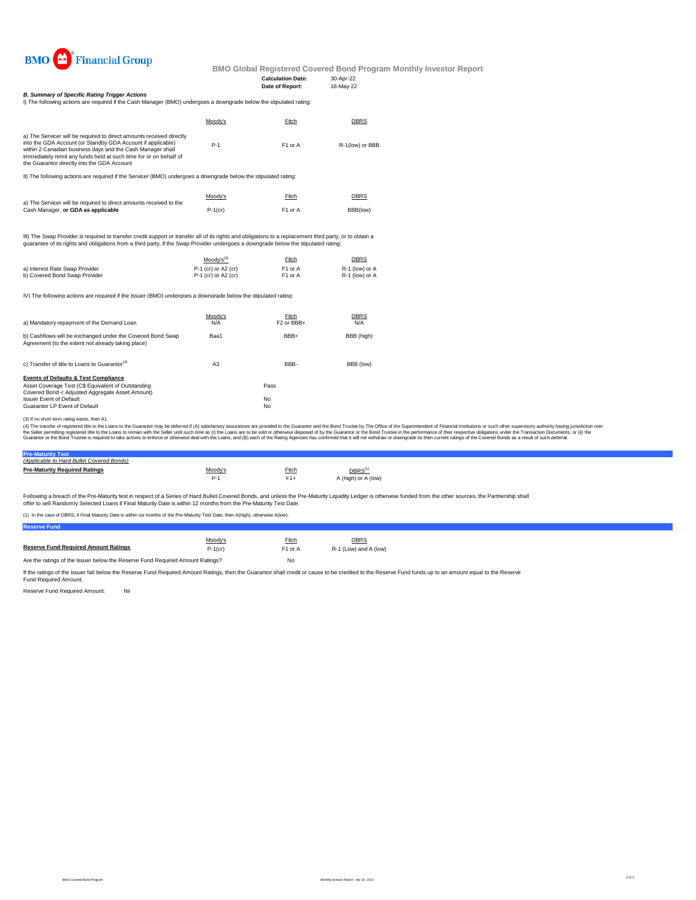BMO Financial Group

**BMO Global Registered Covered Bond Program Monthly Investor Report**

**Calculation Date:** 30-Apr-22
**Date of Report:** 16-May-22

***B. Summary of Specific Rating Trigger Actions***

I) The following actions are required if the Cash Manager (BMO) undergoes a downgrade below the stipulated rating:

| | Moody's | Fitch | DBRS |
|---|---|---|---|
| a) The Servicer will be required to direct amounts received directly into the GDA Account (or Standby GDA Account if applicable) within 2 Canadian business days and the Cash Manager shall immediately remit any funds held at such time for or on behalf of the Guarantor directly into the GDA Account | P-1 | F1 or A | R-1(low) or BBB |

II) The following actions are required if the Servicer (BMO) undergoes a downgrade below the stipulated rating:

| | Moody's | Fitch | DBRS |
|---|---|---|---|
| a) The Servicer will be required to direct amounts received to the Cash Manager, **or GDA as applicable** | P-1(cr) | F1 or A | BBB(low) |

III) The Swap Provider is required to transfer credit support or transfer all of its rights and obligations to a replacement third party, or to obtain a guarantee of its rights and obligations from a third party, if the Swap Provider undergoes a downgrade below the stipulated rating:

| | Moody's[3] | Fitch | DBRS |
|---|---|---|---|
| a) Interest Rate Swap Provider | P-1 (cr) or A2 (cr) | F1 or A | R-1 (low) or A |
| b) Covered Bond Swap Provider | P-1 (cr) or A2 (cr) | F1 or A | R-1 (low) or A |

IV) The following actions are required if the Issuer (BMO) undergoes a downgrade below the stipulated rating:

| | Moody's | Fitch | DBRS |
|---|---|---|---|
| a) Mandatory repayment of the Demand Loan | N/A | F2 or BBB+ | N/A |
| b) Cashflows will be exchanged under the Covered Bond Swap Agreement (to the extent not already taking place) | Baa1 | BBB+ | BBB (high) |
| c) Transfer of title to Loans to Guarantor[4] | A3 | BBB- | BBB (low) |

**Events of Defaults & Test Compliance**

| | |
|---|---|
| Asset Coverage Test (C$ Equivalent of Outstanding Covered Bond < Adjusted Aggregate Asset Amount) | Pass |
| Issuer Event of Default | No |
| Guarantor LP Event of Default | No |

(3) If no short term rating exists, then A1

(4) The transfer of registered title to the Loans to the Guarantor may be deferred if (A) satisfactory assurances are provided to the Guarantor and the Bond Trustee by The Office of the Superintendent of Financial Institutions or such other supervisory authority having jurisdiction over the Seller permitting registered title to the Loans to remain with the Seller until such time as (i) the Loans are to be sold or otherwise disposed of by the Guarantor or the Bond Trustee in the performance of their respective obligations under the Transaction Documents, or (ii) the Guarantor or the Bond Trustee is required to take actions to enforce or otherwise deal with the Loans, and (B) each of the Rating Agencies has confirmed that it will not withdraw or downgrade its then current ratings of the Covered Bonds as a result of such deferral.

## Pre-Maturity Test

*(Applicable to Hard Bullet Covered Bonds)*

| **Pre-Maturity Required Ratings** | Moody's | Fitch | DBRS[1] |
|---|---|---|---|
| | P-1 | F1+ | A (high) or A (low) |

Following a breach of the Pre-Maturity test in respect of a Series of Hard Bullet Covered Bonds, and unless the Pre-Maturity Liquidity Ledger is otherwise funded from the other sources, the Partnership shall offer to sell Randomly Selected Loans if Final Maturity Date is within 12 months from the Pre-Maturity Test Date.

(1) In the case of DBRS, if Final Maturity Date is within six months of the Pre-Maturity Test Date, then A(high), otherwise A(low).

## Reserve Fund

| | Moody's | Fitch | DBRS |
|---|---|---|---|
| **Reserve Fund Required Amount Ratings** | P-1(cr) | F1 or A | R-1 (Low) and A (low) |

Are the ratings of the Issuer below the Reserve Fund Required Amount Ratings? No

If the ratings of the Issuer fall below the Reserve Fund Required Amount Ratings, then the Guarantor shall credit or cause to be credited to the Reserve Fund funds up to an amount equal to the Reserve Fund Required Amount.

Reserve Fund Required Amount: Nil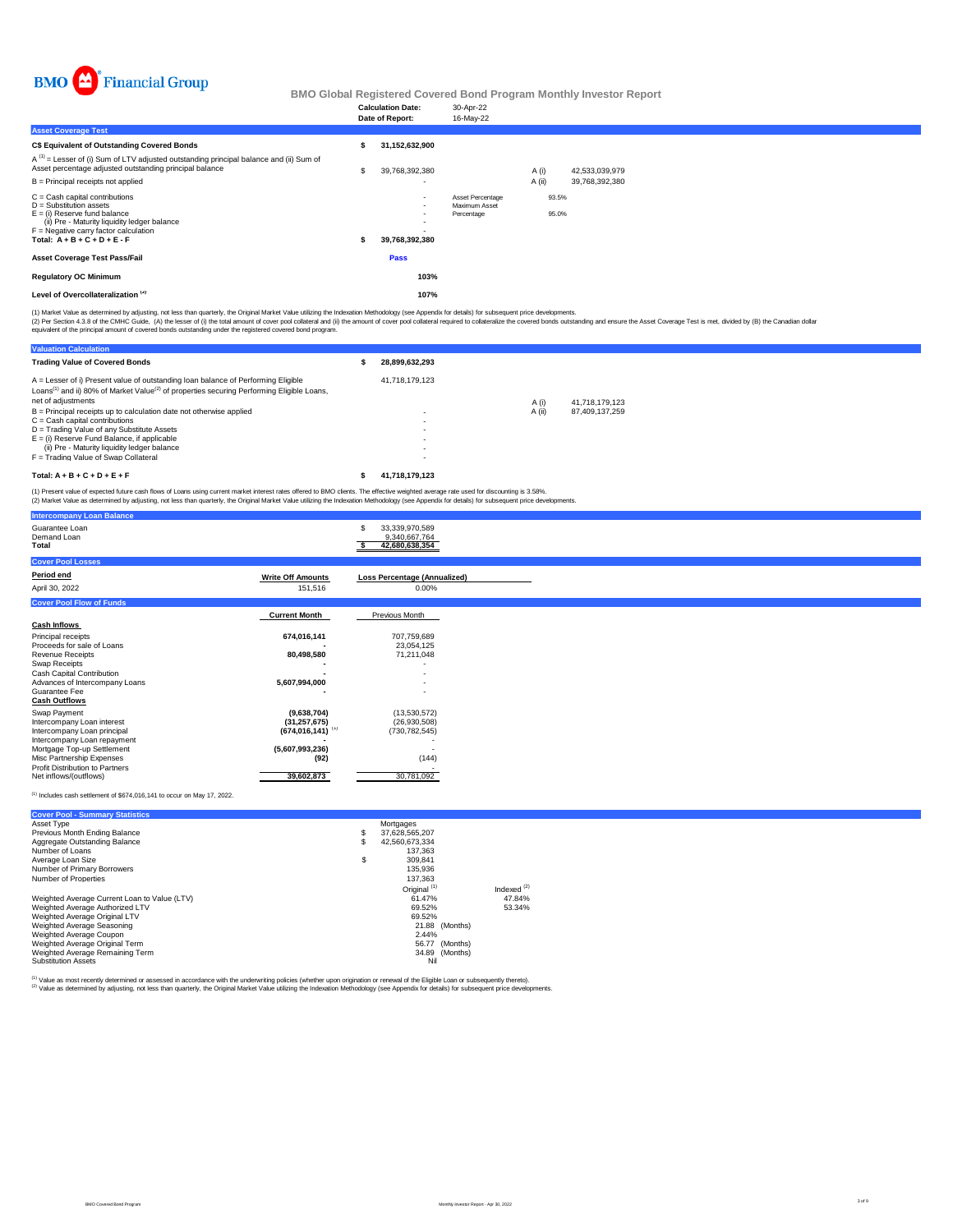BMO Financial Group

# BMO Global Registered Covered Bond Program Monthly Investor Report

| | |
|---|---|
| **Calculation Date:** | 30-Apr-22 |
| **Date of Report:** | 16-May-22 |

## Asset Coverage Test

| | | | | |
|---|---|---|---|---|
| **C$ Equivalent of Outstanding Covered Bonds** | $ 31,152,632,900 | | | |
| A [1] = Lesser of (i) Sum of LTV adjusted outstanding principal balance and (ii) Sum of Asset percentage adjusted outstanding principal balance | $ 39,768,392,380 | | A (i) | 42,533,039,979 |
| B = Principal receipts not applied | - | | A (ii) | 39,768,392,380 |
| C = Cash capital contributions | - | Asset Percentage | 93.5% | |
| D = Substitution assets | - | Maximum Asset Percentage | 95.0% | |
| E = (i) Reserve fund balance | - | | | |
| (ii) Pre - Maturity liquidity ledger balance | - | | | |
| F = Negative carry factor calculation | - | | | |
| **Total: A + B + C + D + E - F** | $ 39,768,392,380 | | | |
| **Asset Coverage Test Pass/Fail** | **Pass** | | | |
| **Regulatory OC Minimum** | **103%** | | | |
| **Level of Overcollateralization [2]** | **107%** | | | |

(1) Market Value as determined by adjusting, not less than quarterly, the Original Market Value utilizing the Indexation Methodology (see Appendix for details) for subsequent price developments.
(2) Per Section 4.3.8 of the CMHC Guide, (A) the lesser of (i) the total amount of cover pool collateral and (ii) the amount of cover pool collateral required to collateralize the covered bonds outstanding and ensure the Asset Coverage Test is met, divided by (B) the Canadian dollar equivalent of the principal amount of covered bonds outstanding under the registered covered bond program.

## Valuation Calculation

| | | | |
|---|---|---|---|
| **Trading Value of Covered Bonds** | $ 28,899,632,293 | | |
| A = Lesser of i) Present value of outstanding loan balance of Performing Eligible Loans[1] and ii) 80% of Market Value[2] of properties securing Performing Eligible Loans, net of adjustments | 41,718,179,123 | A (i) | 41,718,179,123 |
| B = Principal receipts up to calculation date not otherwise applied | - | A (ii) | 87,409,137,259 |
| C = Cash capital contributions | - | | |
| D = Trading Value of any Substitute Assets | - | | |
| E = (i) Reserve Fund Balance, if applicable | - | | |
| (ii) Pre - Maturity liquidity ledger balance | - | | |
| F = Trading Value of Swap Collateral | - | | |
| **Total: A + B + C + D + E + F** | $ 41,718,179,123 | | |

(1) Present value of expected future cash flows of Loans using current market interest rates offered to BMO clients. The effective weighted average rate used for discounting is 3.58%.
(2) Market Value as determined by adjusting, not less than quarterly, the Original Market Value utilizing the Indexation Methodology (see Appendix for details) for subsequent price developments.

## Intercompany Loan Balance

| | |
|---|---|
| Guarantee Loan | $ 33,339,970,589 |
| Demand Loan | 9,340,667,764 |
| **Total** | **$ 42,680,638,354** |

## Cover Pool Losses

| Period end | Write Off Amounts | Loss Percentage (Annualized) |
|---|---|---|
| April 30, 2022 | 151,516 | 0.00% |

## Cover Pool Flow of Funds

| | Current Month | Previous Month |
|---|---|---|
| **Cash Inflows** | | |
| Principal receipts | 674,016,141 | 707,759,689 |
| Proceeds for sale of Loans | - | 23,054,125 |
| Revenue Receipts | 80,498,580 | 71,211,048 |
| Swap Receipts | - | - |
| Cash Capital Contribution | - | - |
| Advances of Intercompany Loans | 5,607,994,000 | - |
| Guarantee Fee | - | - |
| **Cash Outflows** | | |
| Swap Payment | (9,638,704) | (13,530,572) |
| Intercompany Loan interest | (31,257,675) | (26,930,508) |
| Intercompany Loan principal | (674,016,141) [1] | (730,782,545) |
| Intercompany Loan repayment | - | - |
| Mortgage Top-up Settlement | (5,607,993,236) | - |
| Misc Partnership Expenses | (92) | (144) |
| Profit Distribution to Partners | - | - |
| Net inflows/(outflows) | 39,602,873 | 30,781,092 |

[1] Includes cash settlement of $674,016,141 to occur on May 17, 2022.

## Cover Pool - Summary Statistics

| | | |
|---|---|---|
| Asset Type | Mortgages | |
| Previous Month Ending Balance | $ 37,628,565,207 | |
| Aggregate Outstanding Balance | $ 42,560,673,334 | |
| Number of Loans | 137,363 | |
| Average Loan Size | $ 309,841 | |
| Number of Primary Borrowers | 135,936 | |
| Number of Properties | 137,363 | |
| | Original [1] | Indexed [2] |
| Weighted Average Current Loan to Value (LTV) | 61.47% | 47.84% |
| Weighted Average Authorized LTV | 69.52% | 53.34% |
| Weighted Average Original LTV | 69.52% | |
| Weighted Average Seasoning | 21.88 (Months) | |
| Weighted Average Coupon | 2.44% | |
| Weighted Average Original Term | 56.77 (Months) | |
| Weighted Average Remaining Term | 34.89 (Months) | |
| Substitution Assets | Nil | |

[1] Value as most recently determined or assessed in accordance with the underwriting policies (whether upon origination or renewal of the Eligible Loan or subsequently thereto).
[2] Value as determined by adjusting, not less than quarterly, the Original Market Value utilizing the Indexation Methodology (see Appendix for details) for subsequent price developments.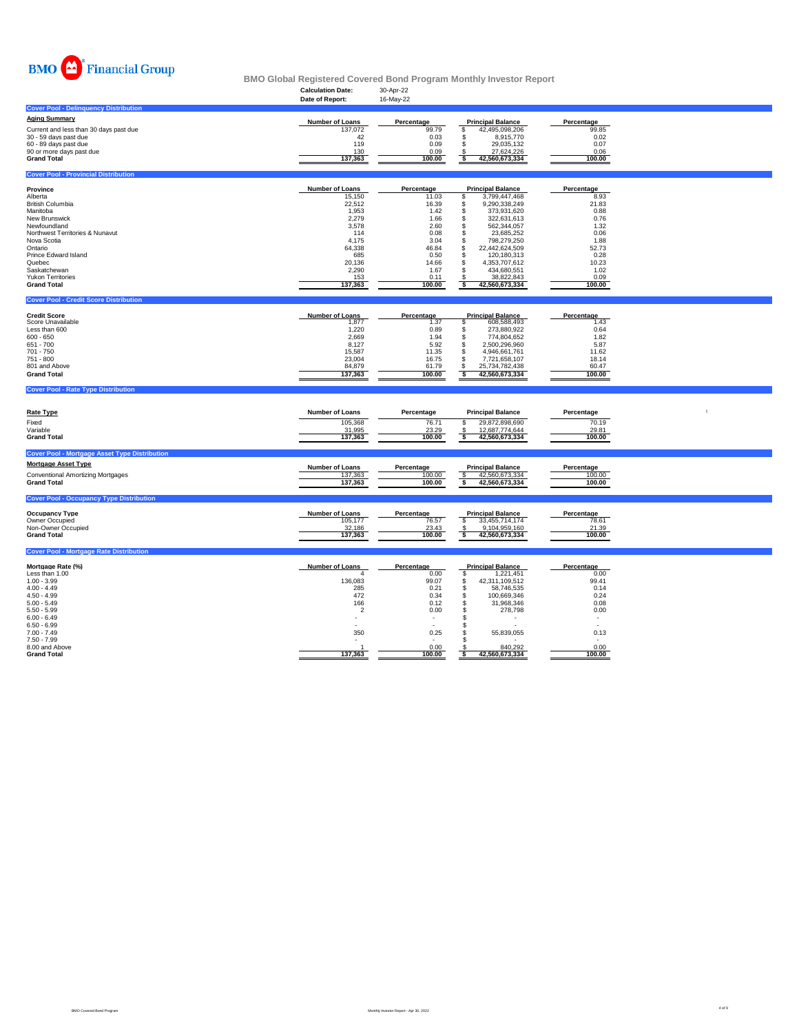BMO Financial Group

# BMO Global Registered Covered Bond Program Monthly Investor Report

**Calculation Date:** 30-Apr-22
**Date of Report:** 16-May-22

## Cover Pool - Delinquency Distribution

| Aging Summary | Number of Loans | Percentage | Principal Balance | Percentage |
|---|---|---|---|---|
| Current and less than 30 days past due | 137,072 | 99.79 | $ 42,495,098,206 | 99.85 |
| 30 - 59 days past due | 42 | 0.03 | $ 8,915,770 | 0.02 |
| 60 - 89 days past due | 119 | 0.09 | $ 29,035,132 | 0.07 |
| 90 or more days past due | 130 | 0.09 | $ 27,624,226 | 0.06 |
| **Grand Total** | **137,363** | **100.00** | **$ 42,560,673,334** | **100.00** |

## Cover Pool - Provincial Distribution

| Province | Number of Loans | Percentage | Principal Balance | Percentage |
|---|---|---|---|---|
| Alberta | 15,150 | 11.03 | $ 3,799,447,468 | 8.93 |
| British Columbia | 22,512 | 16.39 | $ 9,290,338,249 | 21.83 |
| Manitoba | 1,953 | 1.42 | $ 373,931,620 | 0.88 |
| New Brunswick | 2,279 | 1.66 | $ 322,631,613 | 0.76 |
| Newfoundland | 3,578 | 2.60 | $ 562,344,057 | 1.32 |
| Northwest Territories & Nunavut | 114 | 0.08 | $ 23,685,252 | 0.06 |
| Nova Scotia | 4,175 | 3.04 | $ 798,279,250 | 1.88 |
| Ontario | 64,338 | 46.84 | $ 22,442,624,509 | 52.73 |
| Prince Edward Island | 685 | 0.50 | $ 120,180,313 | 0.28 |
| Quebec | 20,136 | 14.66 | $ 4,353,707,612 | 10.23 |
| Saskatchewan | 2,290 | 1.67 | $ 434,680,551 | 1.02 |
| Yukon Territories | 153 | 0.11 | $ 38,822,843 | 0.09 |
| **Grand Total** | **137,363** | **100.00** | **$ 42,560,673,334** | **100.00** |

## Cover Pool - Credit Score Distribution

| Credit Score | Number of Loans | Percentage | Principal Balance | Percentage |
|---|---|---|---|---|
| Score Unavailable | 1,877 | 1.37 | $ 608,588,493 | 1.43 |
| Less than 600 | 1,220 | 0.89 | $ 273,880,922 | 0.64 |
| 600 - 650 | 2,669 | 1.94 | $ 774,804,652 | 1.82 |
| 651 - 700 | 8,127 | 5.92 | $ 2,500,296,960 | 5.87 |
| 701 - 750 | 15,587 | 11.35 | $ 4,946,661,761 | 11.62 |
| 751 - 800 | 23,004 | 16.75 | $ 7,721,658,107 | 18.14 |
| 801 and Above | 84,879 | 61.79 | $ 25,734,782,438 | 60.47 |
| **Grand Total** | **137,363** | **100.00** | **$ 42,560,673,334** | **100.00** |

## Cover Pool - Rate Type Distribution

| Rate Type | Number of Loans | Percentage | Principal Balance | Percentage |
|---|---|---|---|---|
| Fixed | 105,368 | 76.71 | $ 29,872,898,690 | 70.19 |
| Variable | 31,995 | 23.29 | $ 12,687,774,644 | 29.81 |
| **Grand Total** | **137,363** | **100.00** | **$ 42,560,673,334** | **100.00** |

## Cover Pool - Mortgage Asset Type Distribution

| Mortgage Asset Type | Number of Loans | Percentage | Principal Balance | Percentage |
|---|---|---|---|---|
| Conventional Amortizing Mortgages | 137,363 | 100.00 | $ 42,560,673,334 | 100.00 |
| **Grand Total** | **137,363** | **100.00** | **$ 42,560,673,334** | **100.00** |

## Cover Pool - Occupancy Type Distribution

| Occupancy Type | Number of Loans | Percentage | Principal Balance | Percentage |
|---|---|---|---|---|
| Owner Occupied | 105,177 | 76.57 | $ 33,455,714,174 | 78.61 |
| Non-Owner Occupied | 32,186 | 23.43 | $ 9,104,959,160 | 21.39 |
| **Grand Total** | **137,363** | **100.00** | **$ 42,560,673,334** | **100.00** |

## Cover Pool - Mortgage Rate Distribution

| Mortgage Rate (%) | Number of Loans | Percentage | Principal Balance | Percentage |
|---|---|---|---|---|
| Less than 1.00 | 4 | 0.00 | $ 1,221,451 | 0.00 |
| 1.00 - 3.99 | 136,083 | 99.07 | $ 42,311,109,512 | 99.41 |
| 4.00 - 4.49 | 285 | 0.21 | $ 58,746,535 | 0.14 |
| 4.50 - 4.99 | 472 | 0.34 | $ 100,669,346 | 0.24 |
| 5.00 - 5.49 | 166 | 0.12 | $ 31,968,346 | 0.08 |
| 5.50 - 5.99 | 2 | 0.00 | $ 278,798 | 0.00 |
| 6.00 - 6.49 | - | - | $ - | - |
| 6.50 - 6.99 | - | - | $ - | - |
| 7.00 - 7.49 | 350 | 0.25 | $ 55,839,055 | 0.13 |
| 7.50 - 7.99 | - | - | $ - | - |
| 8.00 and Above | 1 | 0.00 | $ 840,292 | 0.00 |
| **Grand Total** | **137,363** | **100.00** | **$ 42,560,673,334** | **100.00** |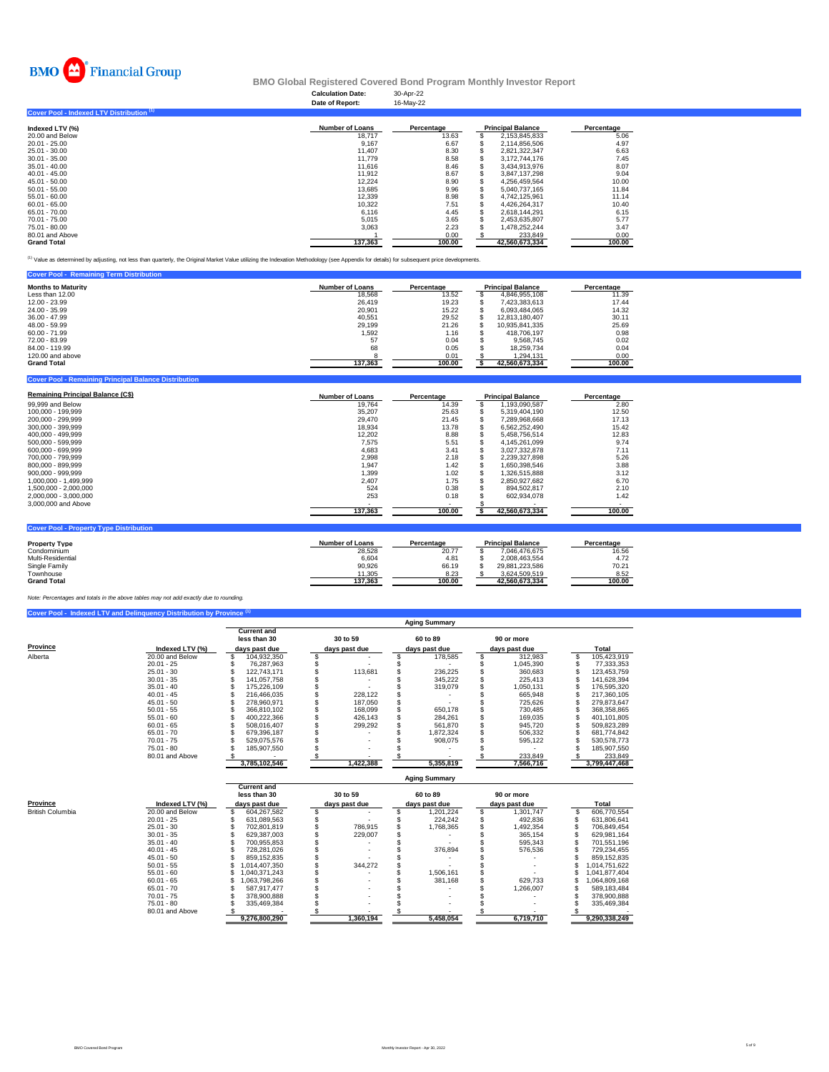BMO Financial Group

# BMO Global Registered Covered Bond Program Monthly Investor Report

**Calculation Date:** 30-Apr-22
**Date of Report:** 16-May-22

## Cover Pool - Indexed LTV Distribution [1]

| Indexed LTV (%) | Number of Loans | Percentage | Principal Balance | Percentage |
|---|---|---|---|---|
| 20.00 and Below | 18,717 | 13.63 | $ 2,153,845,833 | 5.06 |
| 20.01 - 25.00 | 9,167 | 6.67 | $ 2,114,856,506 | 4.97 |
| 25.01 - 30.00 | 11,407 | 8.30 | $ 2,821,322,347 | 6.63 |
| 30.01 - 35.00 | 11,779 | 8.58 | $ 3,172,744,176 | 7.45 |
| 35.01 - 40.00 | 11,616 | 8.46 | $ 3,434,913,976 | 8.07 |
| 40.01 - 45.00 | 11,912 | 8.67 | $ 3,847,137,298 | 9.04 |
| 45.01 - 50.00 | 12,224 | 8.90 | $ 4,256,459,564 | 10.00 |
| 50.01 - 55.00 | 13,685 | 9.96 | $ 5,040,737,165 | 11.84 |
| 55.01 - 60.00 | 12,339 | 8.98 | $ 4,742,125,961 | 11.14 |
| 60.01 - 65.00 | 10,322 | 7.51 | $ 4,426,264,317 | 10.40 |
| 65.01 - 70.00 | 6,116 | 4.45 | $ 2,618,144,291 | 6.15 |
| 70.01 - 75.00 | 5,015 | 3.65 | $ 2,453,635,807 | 5.77 |
| 75.01 - 80.00 | 3,063 | 2.23 | $ 1,478,252,244 | 3.47 |
| 80.01 and Above | 1 | 0.00 | $ 233,849 | 0.00 |
| **Grand Total** | **137,363** | **100.00** | **42,560,673,334** | **100.00** |

[1] Value as determined by adjusting, not less than quarterly, the Original Market Value utilizing the Indexation Methodology (see Appendix for details) for subsequent price developments.

## Cover Pool - Remaining Term Distribution

| Months to Maturity | Number of Loans | Percentage | Principal Balance | Percentage |
|---|---|---|---|---|
| Less than 12.00 | 18,568 | 13.52 | $ 4,846,955,108 | 11.39 |
| 12.00 - 23.99 | 26,419 | 19.23 | $ 7,423,383,613 | 17.44 |
| 24.00 - 35.99 | 20,901 | 15.22 | $ 6,093,484,065 | 14.32 |
| 36.00 - 47.99 | 40,551 | 29.52 | $ 12,813,180,407 | 30.11 |
| 48.00 - 59.99 | 29,199 | 21.26 | $ 10,935,841,335 | 25.69 |
| 60.00 - 71.99 | 1,592 | 1.16 | $ 418,706,197 | 0.98 |
| 72.00 - 83.99 | 57 | 0.04 | $ 9,568,745 | 0.02 |
| 84.00 - 119.99 | 68 | 0.05 | $ 18,259,734 | 0.04 |
| 120.00 and above | 8 | 0.01 | $ 1,294,131 | 0.00 |
| **Grand Total** | **137,363** | **100.00** | **$ 42,560,673,334** | **100.00** |

## Cover Pool - Remaining Principal Balance Distribution

| Remaining Principal Balance (C$) | Number of Loans | Percentage | Principal Balance | Percentage |
|---|---|---|---|---|
| 99,999 and Below | 19,764 | 14.39 | $ 1,193,090,587 | 2.80 |
| 100,000 - 199,999 | 35,207 | 25.63 | $ 5,319,404,190 | 12.50 |
| 200,000 - 299,999 | 29,470 | 21.45 | $ 7,289,968,668 | 17.13 |
| 300,000 - 399,999 | 18,934 | 13.78 | $ 6,562,252,490 | 15.42 |
| 400,000 - 499,999 | 12,202 | 8.88 | $ 5,458,756,514 | 12.83 |
| 500,000 - 599,999 | 7,575 | 5.51 | $ 4,145,261,099 | 9.74 |
| 600,000 - 699,999 | 4,683 | 3.41 | $ 3,027,332,878 | 7.11 |
| 700,000 - 799,999 | 2,998 | 2.18 | $ 2,239,327,898 | 5.26 |
| 800,000 - 899,999 | 1,947 | 1.42 | $ 1,650,398,546 | 3.88 |
| 900,000 - 999,999 | 1,399 | 1.02 | $ 1,326,515,888 | 3.12 |
| 1,000,000 - 1,499,999 | 2,407 | 1.75 | $ 2,850,927,682 | 6.70 |
| 1,500,000 - 2,000,000 | 524 | 0.38 | $ 894,502,817 | 2.10 |
| 2,000,000 - 3,000,000 | 253 | 0.18 | $ 602,934,078 | 1.42 |
| 3,000,000 and Above | - | - | $ - | - |
| | **137,363** | **100.00** | **$ 42,560,673,334** | **100.00** |

## Cover Pool - Property Type Distribution

| Property Type | Number of Loans | Percentage | Principal Balance | Percentage |
|---|---|---|---|---|
| Condominium | 28,528 | 20.77 | $ 7,046,476,675 | 16.56 |
| Multi-Residential | 6,604 | 4.81 | $ 2,008,463,554 | 4.72 |
| Single Family | 90,926 | 66.19 | $ 29,881,223,586 | 70.21 |
| Townhouse | 11,305 | 8.23 | $ 3,624,509,519 | 8.52 |
| **Grand Total** | **137,363** | **100.00** | **42,560,673,334** | **100.00** |

*Note: Percentages and totals in the above tables may not add exactly due to rounding.*

## Cover Pool - Indexed LTV and Delinquency Distribution by Province [1]

| | | Aging Summary | | | | |
|---|---|---|---|---|---|---|
| **Province** | **Indexed LTV (%)** | **Current and less than 30 days past due** | **30 to 59 days past due** | **60 to 89 days past due** | **90 or more days past due** | **Total** |
| Alberta | 20.00 and Below | $ 104,932,350 | $ - | $ 178,585 | $ 312,983 | $ 105,423,919 |
| | 20.01 - 25 | $ 76,287,963 | $ - | $ - | $ 1,045,390 | $ 77,333,353 |
| | 25.01 - 30 | $ 122,743,171 | $ 113,681 | $ 236,225 | $ 360,683 | $ 123,453,759 |
| | 30.01 - 35 | $ 141,057,758 | $ - | $ 345,222 | $ 225,413 | $ 141,628,394 |
| | 35.01 - 40 | $ 175,226,109 | $ - | $ 319,079 | $ 1,050,131 | $ 176,595,320 |
| | 40.01 - 45 | $ 216,466,035 | $ 228,122 | $ - | $ 665,948 | $ 217,360,105 |
| | 45.01 - 50 | $ 278,960,971 | $ 187,050 | $ - | $ 725,626 | $ 279,873,647 |
| | 50.01 - 55 | $ 366,810,102 | $ 168,099 | $ 650,178 | $ 730,485 | $ 368,358,865 |
| | 55.01 - 60 | $ 400,222,366 | $ 426,143 | $ 284,261 | $ 169,035 | $ 401,101,805 |
| | 60.01 - 65 | $ 508,016,407 | $ 299,292 | $ 561,870 | $ 945,720 | $ 509,823,289 |
| | 65.01 - 70 | $ 679,396,187 | $ - | $ 1,872,324 | $ 506,332 | $ 681,774,842 |
| | 70.01 - 75 | $ 529,075,576 | $ - | $ 908,075 | $ 595,122 | $ 530,578,773 |
| | 75.01 - 80 | $ 185,907,550 | $ - | $ - | $ - | $ 185,907,550 |
| | 80.01 and Above | $ - | $ - | $ - | $ 233,849 | $ 233,849 |
| | | **3,785,102,546** | **1,422,388** | **5,355,819** | **7,566,716** | **3,799,447,468** |

| | | Aging Summary | | | | |
|---|---|---|---|---|---|---|
| **Province** | **Indexed LTV (%)** | **Current and less than 30 days past due** | **30 to 59 days past due** | **60 to 89 days past due** | **90 or more days past due** | **Total** |
| British Columbia | 20.00 and Below | $ 604,267,582 | $ - | $ 1,201,224 | $ 1,301,747 | $ 606,770,554 |
| | 20.01 - 25 | $ 631,089,563 | $ - | $ 224,242 | $ 492,836 | $ 631,806,641 |
| | 25.01 - 30 | $ 702,801,819 | $ 786,915 | $ 1,768,365 | $ 1,492,354 | $ 706,849,454 |
| | 30.01 - 35 | $ 629,387,003 | $ 229,007 | $ - | $ 365,154 | $ 629,981,164 |
| | 35.01 - 40 | $ 700,955,853 | $ - | $ - | $ 595,343 | $ 701,551,196 |
| | 40.01 - 45 | $ 728,281,026 | $ - | $ 376,894 | $ 576,536 | $ 729,234,455 |
| | 45.01 - 50 | $ 859,152,835 | $ - | $ - | $ - | $ 859,152,835 |
| | 50.01 - 55 | $ 1,014,407,350 | $ 344,272 | $ - | $ - | $ 1,014,751,622 |
| | 55.01 - 60 | $ 1,040,371,243 | $ - | $ 1,506,161 | $ - | $ 1,041,877,404 |
| | 60.01 - 65 | $ 1,063,798,266 | $ - | $ 381,168 | $ 629,733 | $ 1,064,809,168 |
| | 65.01 - 70 | $ 587,917,477 | $ - | $ - | $ 1,266,007 | $ 589,183,484 |
| | 70.01 - 75 | $ 378,900,888 | $ - | $ - | $ - | $ 378,900,888 |
| | 75.01 - 80 | $ 335,469,384 | $ - | $ - | $ - | $ 335,469,384 |
| | 80.01 and Above | $ - | $ - | $ - | $ - | $ - |
| | | **9,276,800,290** | **1,360,194** | **5,458,054** | **6,719,710** | **9,290,338,249** |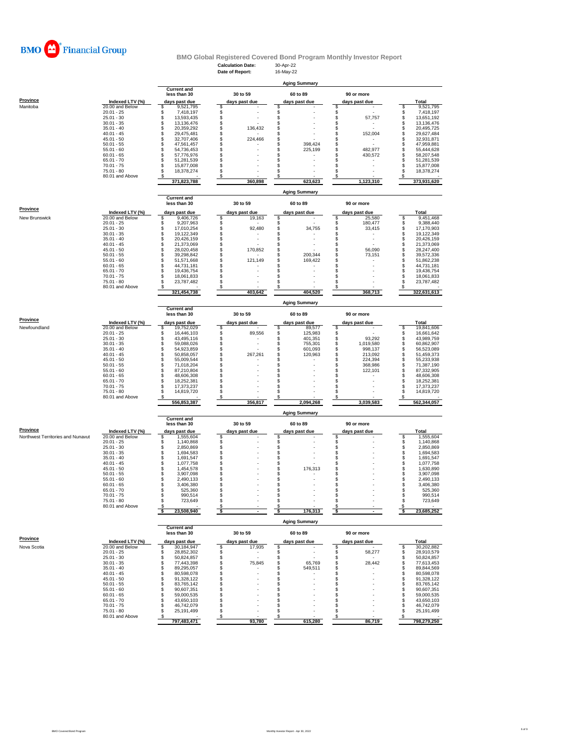BMO Financial Group

# BMO Global Registered Covered Bond Program Monthly Investor Report

**Calculation Date:** 30-Apr-22
**Date of Report:** 16-May-22

## Aging Summary

| Province | Indexed LTV (%) | Current and less than 30 days past due | 30 to 59 days past due | 60 to 89 days past due | 90 or more days past due | Total |
|---|---|---|---|---|---|---|
| Manitoba | 20.00 and Below | $ 9,521,795 | $ - | $ - | $ - | $ 9,521,795 |
| | 20.01 - 25 | $ 7,418,197 | $ - | $ - | $ - | $ 7,418,197 |
| | 25.01 - 30 | $ 13,593,435 | $ - | $ - | $ 57,757 | $ 13,651,192 |
| | 30.01 - 35 | $ 13,136,476 | $ - | $ - | $ - | $ 13,136,476 |
| | 35.01 - 40 | $ 20,359,292 | $ 136,432 | $ - | $ - | $ 20,495,725 |
| | 40.01 - 45 | $ 29,475,481 | $ - | $ - | $ 152,004 | $ 29,627,484 |
| | 45.01 - 50 | $ 32,707,406 | $ 224,466 | $ - | $ - | $ 32,931,871 |
| | 50.01 - 55 | $ 47,561,457 | $ - | $ 398,424 | $ - | $ 47,959,881 |
| | 55.01 - 60 | $ 54,736,453 | $ - | $ 225,199 | $ 482,977 | $ 55,444,628 |
| | 60.01 - 65 | $ 57,776,976 | $ - | $ - | $ 430,572 | $ 58,207,548 |
| | 65.01 - 70 | $ 51,281,539 | $ - | $ - | $ - | $ 51,281,539 |
| | 70.01 - 75 | $ 15,877,008 | $ - | $ - | $ - | $ 15,877,008 |
| | 75.01 - 80 | $ 18,378,274 | $ - | $ - | $ - | $ 18,378,274 |
| | 80.01 and Above | $ - | $ - | $ - | $ - | $ - |
| | | 371,823,788 | 360,898 | 623,623 | 1,123,310 | 373,931,620 |

## Aging Summary

| Province | Indexed LTV (%) | Current and less than 30 days past due | 30 to 59 days past due | 60 to 89 days past due | 90 or more days past due | Total |
|---|---|---|---|---|---|---|
| New Brunswick | 20.00 and Below | $ 9,406,726 | $ 19,163 | $ - | $ 25,580 | $ 9,451,468 |
| | 20.01 - 25 | $ 9,207,963 | $ - | $ - | $ 180,477 | $ 9,388,440 |
| | 25.01 - 30 | $ 17,010,254 | $ 92,480 | $ 34,755 | $ 33,415 | $ 17,170,903 |
| | 30.01 - 35 | $ 19,122,349 | $ - | $ - | $ - | $ 19,122,349 |
| | 35.01 - 40 | $ 20,426,159 | $ - | $ - | $ - | $ 20,426,159 |
| | 40.01 - 45 | $ 21,373,069 | $ - | $ - | $ - | $ 21,373,069 |
| | 45.01 - 50 | $ 28,020,458 | $ 170,852 | $ - | $ 56,090 | $ 28,247,400 |
| | 50.01 - 55 | $ 39,298,842 | $ - | $ 200,344 | $ 73,151 | $ 39,572,336 |
| | 55.01 - 60 | $ 51,571,668 | $ 121,149 | $ 169,422 | $ - | $ 51,862,238 |
| | 60.01 - 65 | $ 44,731,181 | $ - | $ - | $ - | $ 44,731,181 |
| | 65.01 - 70 | $ 19,436,754 | $ - | $ - | $ - | $ 19,436,754 |
| | 70.01 - 75 | $ 18,061,833 | $ - | $ - | $ - | $ 18,061,833 |
| | 75.01 - 80 | $ 23,787,482 | $ - | $ - | $ - | $ 23,787,482 |
| | 80.01 and Above | $ - | $ - | $ - | $ - | $ - |
| | | 321,454,738 | 403,642 | 404,520 | 368,713 | 322,631,613 |

## Aging Summary

| Province | Indexed LTV (%) | Current and less than 30 days past due | 30 to 59 days past due | 60 to 89 days past due | 90 or more days past due | Total |
|---|---|---|---|---|---|---|
| Newfoundland | 20.00 and Below | $ 19,752,029 | $ - | $ 89,577 | $ - | $ 19,841,606 |
| | 20.01 - 25 | $ 16,446,103 | $ 89,556 | $ 125,983 | $ - | $ 16,661,642 |
| | 25.01 - 30 | $ 43,495,116 | $ - | $ 401,351 | $ 93,292 | $ 43,989,759 |
| | 30.01 - 35 | $ 59,088,026 | $ - | $ 755,301 | $ 1,019,580 | $ 60,862,907 |
| | 35.01 - 40 | $ 54,923,859 | $ - | $ 601,093 | $ 998,137 | $ 56,523,089 |
| | 40.01 - 45 | $ 50,858,057 | $ 267,261 | $ 120,963 | $ 213,092 | $ 51,459,373 |
| | 45.01 - 50 | $ 55,009,544 | $ - | $ - | $ 224,394 | $ 55,233,938 |
| | 50.01 - 55 | $ 71,018,204 | $ - | $ - | $ 368,986 | $ 71,387,190 |
| | 55.01 - 60 | $ 87,210,804 | $ - | $ - | $ 122,101 | $ 87,332,905 |
| | 60.01 - 65 | $ 48,606,308 | $ - | $ - | $ - | $ 48,606,308 |
| | 65.01 - 70 | $ 18,252,381 | $ - | $ - | $ - | $ 18,252,381 |
| | 70.01 - 75 | $ 17,373,237 | $ - | $ - | $ - | $ 17,373,237 |
| | 75.01 - 80 | $ 14,819,720 | $ - | $ - | $ - | $ 14,819,720 |
| | 80.01 and Above | $ - | $ - | $ - | $ - | $ - |
| | | 556,853,387 | 356,817 | 2,094,268 | 3,039,583 | 562,344,057 |

## Aging Summary

| Province | Indexed LTV (%) | Current and less than 30 days past due | 30 to 59 days past due | 60 to 89 days past due | 90 or more days past due | Total |
|---|---|---|---|---|---|---|
| Northwest Territories and Nunavut | 20.00 and Below | $ 1,555,604 | $ - | $ - | $ - | $ 1,555,604 |
| | 20.01 - 25 | $ 1,140,868 | $ - | $ - | $ - | $ 1,140,868 |
| | 25.01 - 30 | $ 2,850,869 | $ - | $ - | $ - | $ 2,850,869 |
| | 30.01 - 35 | $ 1,694,583 | $ - | $ - | $ - | $ 1,694,583 |
| | 35.01 - 40 | $ 1,691,547 | $ - | $ - | $ - | $ 1,691,547 |
| | 40.01 - 45 | $ 1,077,758 | $ - | $ - | $ - | $ 1,077,758 |
| | 45.01 - 50 | $ 1,454,578 | $ - | $ 176,313 | $ - | $ 1,630,890 |
| | 50.01 - 55 | $ 3,907,098 | $ - | $ - | $ - | $ 3,907,098 |
| | 55.01 - 60 | $ 2,490,133 | $ - | $ - | $ - | $ 2,490,133 |
| | 60.01 - 65 | $ 3,406,380 | $ - | $ - | $ - | $ 3,406,380 |
| | 65.01 - 70 | $ 525,360 | $ - | $ - | $ - | $ 525,360 |
| | 70.01 - 75 | $ 990,514 | $ - | $ - | $ - | $ 990,514 |
| | 75.01 - 80 | $ 723,649 | $ - | $ - | $ - | $ 723,649 |
| | 80.01 and Above | $ - | $ - | $ - | $ - | $ - |
| | | $ 23,508,940 | $ - | $ 176,313 | $ - | $ 23,685,252 |

## Aging Summary

| Province | Indexed LTV (%) | Current and less than 30 days past due | 30 to 59 days past due | 60 to 89 days past due | 90 or more days past due | Total |
|---|---|---|---|---|---|---|
| Nova Scotia | 20.00 and Below | $ 30,184,947 | $ 17,935 | $ - | $ - | $ 30,202,882 |
| | 20.01 - 25 | $ 28,852,302 | $ - | $ - | $ 58,277 | $ 28,910,579 |
| | 25.01 - 30 | $ 50,824,857 | $ - | $ - | $ - | $ 50,824,857 |
| | 30.01 - 35 | $ 77,443,398 | $ 75,845 | $ 65,769 | $ 28,442 | $ 77,613,453 |
| | 35.01 - 40 | $ 89,295,057 | $ - | $ 549,511 | $ - | $ 89,844,569 |
| | 40.01 - 45 | $ 80,598,078 | $ - | $ - | $ - | $ 80,598,078 |
| | 45.01 - 50 | $ 91,328,122 | $ - | $ - | $ - | $ 91,328,122 |
| | 50.01 - 55 | $ 83,765,142 | $ - | $ - | $ - | $ 83,765,142 |
| | 55.01 - 60 | $ 90,607,351 | $ - | $ - | $ - | $ 90,607,351 |
| | 60.01 - 65 | $ 59,000,535 | $ - | $ - | $ - | $ 59,000,535 |
| | 65.01 - 70 | $ 43,650,103 | $ - | $ - | $ - | $ 43,650,103 |
| | 70.01 - 75 | $ 46,742,079 | $ - | $ - | $ - | $ 46,742,079 |
| | 75.01 - 80 | $ 25,191,499 | $ - | $ - | $ - | $ 25,191,499 |
| | 80.01 and Above | $ - | $ - | $ - | $ - | $ - |
| | | 797,483,471 | 93,780 | 615,280 | 86,719 | 798,279,250 |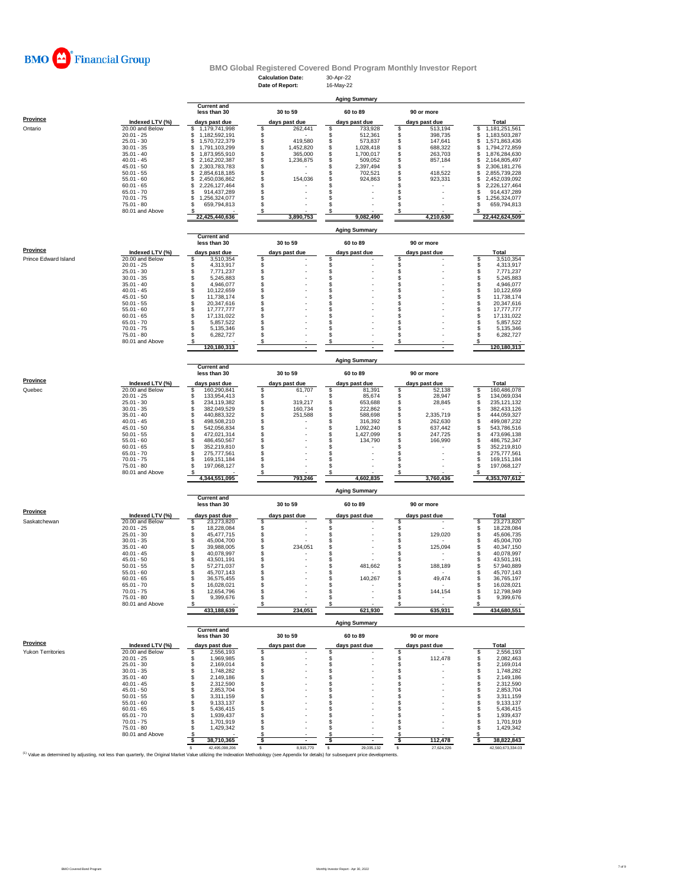**BMO Financial Group**

## BMO Global Registered Covered Bond Program Monthly Investor Report

**Calculation Date:** 30-Apr-22
**Date of Report:** 16-May-22

### Aging Summary

| Province | Indexed LTV (%) | Current and less than 30 days past due | 30 to 59 days past due | 60 to 89 days past due | 90 or more days past due | Total |
|---|---|---|---|---|---|---|
| Ontario | 20.00 and Below | $ 1,179,741,998 | $ 262,441 | $ 733,928 | $ 513,194 | $ 1,181,251,561 |
| | 20.01 - 25 | $ 1,182,592,191 | $ - | $ 512,361 | $ 398,735 | $ 1,183,503,287 |
| | 25.01 - 30 | $ 1,570,722,379 | $ 419,580 | $ 573,837 | $ 147,641 | $ 1,571,863,436 |
| | 30.01 - 35 | $ 1,791,103,299 | $ 1,452,820 | $ 1,028,418 | $ 688,322 | $ 1,794,272,859 |
| | 35.01 - 40 | $ 1,873,955,910 | $ 365,000 | $ 1,700,017 | $ 263,703 | $ 1,876,284,630 |
| | 40.01 - 45 | $ 2,162,202,387 | $ 1,236,875 | $ 509,052 | $ 857,184 | $ 2,164,805,497 |
| | 45.01 - 50 | $ 2,303,783,783 | $ - | $ 2,397,494 | $ - | $ 2,306,181,276 |
| | 50.01 - 55 | $ 2,854,618,185 | $ - | $ 702,521 | $ 418,522 | $ 2,855,739,228 |
| | 55.01 - 60 | $ 2,450,036,862 | $ 154,036 | $ 924,863 | $ 923,331 | $ 2,452,039,092 |
| | 60.01 - 65 | $ 2,226,127,464 | $ - | $ - | $ - | $ 2,226,127,464 |
| | 65.01 - 70 | $ 914,437,289 | $ - | $ - | $ - | $ 914,437,289 |
| | 70.01 - 75 | $ 1,256,324,077 | $ - | $ - | $ - | $ 1,256,324,077 |
| | 75.01 - 80 | $ 659,794,813 | $ - | $ - | $ - | $ 659,794,813 |
| | 80.01 and Above | $ - | $ - | $ - | $ - | $ - |
| | | 22,425,440,636 | 3,890,753 | 9,082,490 | 4,210,630 | 22,442,624,509 |

### Aging Summary

| Province | Indexed LTV (%) | Current and less than 30 days past due | 30 to 59 days past due | 60 to 89 days past due | 90 or more days past due | Total |
|---|---|---|---|---|---|---|
| Prince Edward Island | 20.00 and Below | $ 3,510,354 | $ - | $ - | $ - | $ 3,510,354 |
| | 20.01 - 25 | $ 4,313,917 | $ - | $ - | $ - | $ 4,313,917 |
| | 25.01 - 30 | $ 7,771,237 | $ - | $ - | $ - | $ 7,771,237 |
| | 30.01 - 35 | $ 5,245,883 | $ - | $ - | $ - | $ 5,245,883 |
| | 35.01 - 40 | $ 4,946,077 | $ - | $ - | $ - | $ 4,946,077 |
| | 40.01 - 45 | $ 10,122,659 | $ - | $ - | $ - | $ 10,122,659 |
| | 45.01 - 50 | $ 11,738,174 | $ - | $ - | $ - | $ 11,738,174 |
| | 50.01 - 55 | $ 20,347,616 | $ - | $ - | $ - | $ 20,347,616 |
| | 55.01 - 60 | $ 17,777,777 | $ - | $ - | $ - | $ 17,777,777 |
| | 60.01 - 65 | $ 17,131,022 | $ - | $ - | $ - | $ 17,131,022 |
| | 65.01 - 70 | $ 5,857,522 | $ - | $ - | $ - | $ 5,857,522 |
| | 70.01 - 75 | $ 5,135,346 | $ - | $ - | $ - | $ 5,135,346 |
| | 75.01 - 80 | $ 6,282,727 | $ - | $ - | $ - | $ 6,282,727 |
| | 80.01 and Above | $ - | $ - | $ - | $ - | $ - |
| | | 120,180,313 | - | - | - | 120,180,313 |

### Aging Summary

| Province | Indexed LTV (%) | Current and less than 30 days past due | 30 to 59 days past due | 60 to 89 days past due | 90 or more days past due | Total |
|---|---|---|---|---|---|---|
| Quebec | 20.00 and Below | $ 160,290,841 | $ 61,707 | $ 81,391 | $ 52,138 | $ 160,486,078 |
| | 20.01 - 25 | $ 133,954,413 | $ - | $ 85,674 | $ 28,947 | $ 134,069,034 |
| | 25.01 - 30 | $ 234,119,382 | $ 319,217 | $ 653,688 | $ 28,845 | $ 235,121,132 |
| | 30.01 - 35 | $ 382,049,529 | $ 160,734 | $ 222,862 | $ - | $ 382,433,126 |
| | 35.01 - 40 | $ 440,883,322 | $ 251,588 | $ 588,698 | $ 2,335,719 | $ 444,059,327 |
| | 40.01 - 45 | $ 498,508,210 | $ - | $ 316,392 | $ 262,630 | $ 499,087,232 |
| | 45.01 - 50 | $ 542,056,834 | $ - | $ 1,092,240 | $ 637,442 | $ 543,786,516 |
| | 50.01 - 55 | $ 472,021,314 | $ - | $ 1,427,099 | $ 247,725 | $ 473,696,138 |
| | 55.01 - 60 | $ 486,450,567 | $ - | $ 134,790 | $ 166,990 | $ 486,752,347 |
| | 60.01 - 65 | $ 352,219,810 | $ - | $ - | $ - | $ 352,219,810 |
| | 65.01 - 70 | $ 275,777,561 | $ - | $ - | $ - | $ 275,777,561 |
| | 70.01 - 75 | $ 169,151,184 | $ - | $ - | $ - | $ 169,151,184 |
| | 75.01 - 80 | $ 197,068,127 | $ - | $ - | $ - | $ 197,068,127 |
| | 80.01 and Above | $ - | $ - | $ - | $ - | $ - |
| | | 4,344,551,095 | 793,246 | 4,602,835 | 3,760,436 | 4,353,707,612 |

### Aging Summary

| Province | Indexed LTV (%) | Current and less than 30 days past due | 30 to 59 days past due | 60 to 89 days past due | 90 or more days past due | Total |
|---|---|---|---|---|---|---|
| Saskatchewan | 20.00 and Below | $ 23,273,820 | $ - | $ - | $ - | $ 23,273,820 |
| | 20.01 - 25 | $ 18,228,084 | $ - | $ - | $ - | $ 18,228,084 |
| | 25.01 - 30 | $ 45,477,715 | $ - | $ - | $ 129,020 | $ 45,606,735 |
| | 30.01 - 35 | $ 45,004,700 | $ - | $ - | $ - | $ 45,004,700 |
| | 35.01 - 40 | $ 39,988,005 | $ 234,051 | $ - | $ 125,094 | $ 40,347,150 |
| | 40.01 - 45 | $ 40,078,997 | $ - | $ - | $ - | $ 40,078,997 |
| | 45.01 - 50 | $ 43,501,191 | $ - | $ - | $ - | $ 43,501,191 |
| | 50.01 - 55 | $ 57,271,037 | $ - | $ 481,662 | $ 188,189 | $ 57,940,889 |
| | 55.01 - 60 | $ 45,707,143 | $ - | $ - | $ - | $ 45,707,143 |
| | 60.01 - 65 | $ 36,575,455 | $ - | $ 140,267 | $ 49,474 | $ 36,765,197 |
| | 65.01 - 70 | $ 16,028,021 | $ - | $ - | $ - | $ 16,028,021 |
| | 70.01 - 75 | $ 12,654,796 | $ - | $ - | $ 144,154 | $ 12,798,949 |
| | 75.01 - 80 | $ 9,399,676 | $ - | $ - | $ - | $ 9,399,676 |
| | 80.01 and Above | $ - | $ - | $ - | $ - | $ - |
| | | 433,188,639 | 234,051 | 621,930 | 635,931 | 434,680,551 |

### Aging Summary

| Province | Indexed LTV (%) | Current and less than 30 days past due | 30 to 59 days past due | 60 to 89 days past due | 90 or more days past due | Total |
|---|---|---|---|---|---|---|
| Yukon Territories | 20.00 and Below | $ 2,556,193 | $ - | $ - | $ - | $ 2,556,193 |
| | 20.01 - 25 | $ 1,969,985 | $ - | $ - | $ 112,478 | $ 2,082,463 |
| | 25.01 - 30 | $ 2,169,014 | $ - | $ - | $ - | $ 2,169,014 |
| | 30.01 - 35 | $ 1,748,282 | $ - | $ - | $ - | $ 1,748,282 |
| | 35.01 - 40 | $ 2,149,186 | $ - | $ - | $ - | $ 2,149,186 |
| | 40.01 - 45 | $ 2,312,590 | $ - | $ - | $ - | $ 2,312,590 |
| | 45.01 - 50 | $ 2,853,704 | $ - | $ - | $ - | $ 2,853,704 |
| | 50.01 - 55 | $ 3,311,159 | $ - | $ - | $ - | $ 3,311,159 |
| | 55.01 - 60 | $ 9,133,137 | $ - | $ - | $ - | $ 9,133,137 |
| | 60.01 - 65 | $ 5,436,415 | $ - | $ - | $ - | $ 5,436,415 |
| | 65.01 - 70 | $ 1,939,437 | $ - | $ - | $ - | $ 1,939,437 |
| | 70.01 - 75 | $ 1,701,919 | $ - | $ - | $ - | $ 1,701,919 |
| | 75.01 - 80 | $ 1,429,342 | $ - | $ - | $ - | $ 1,429,342 |
| | 80.01 and Above | $ - | $ - | $ - | $ - | $ - |
| | | $ 38,710,365 | $ - | $ - | $ 112,478 | $ 38,822,843 |
| | | $ 42,495,098,206 | $ 8,915,770 | $ 29,035,132 | $ 27,624,226 | 42,560,673,334.03 |

[1] Value as determined by adjusting, not less than quarterly, the Original Market Value utilizing the Indexation Methodology (see Appendix for details) for subsequent price developments.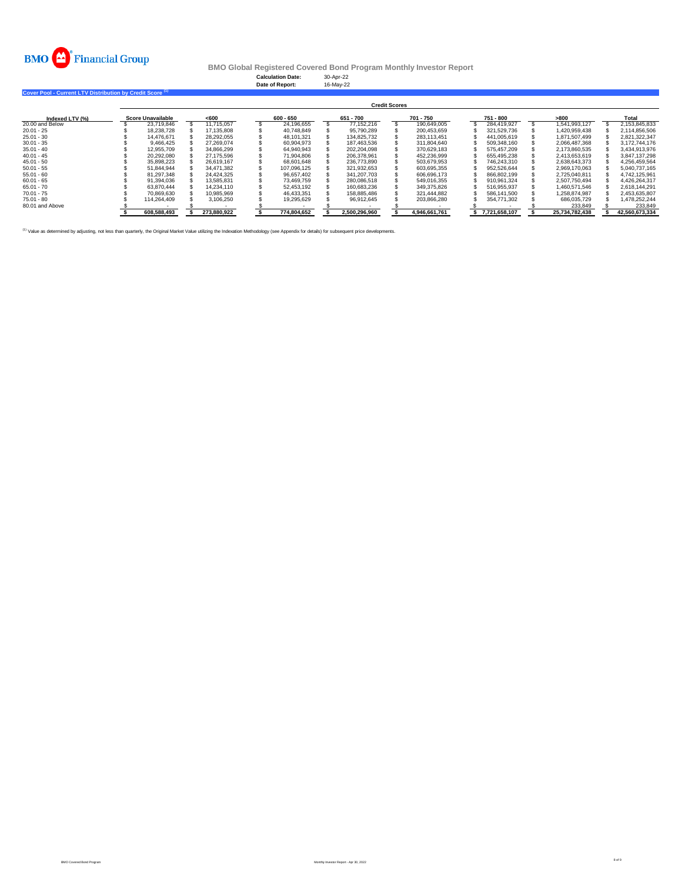BMO Financial Group

# BMO Global Registered Covered Bond Program Monthly Investor Report

**Calculation Date:** 30-Apr-22
**Date of Report:** 16-May-22

## Cover Pool - Current LTV Distribution by Credit Score [(1)]

| | Credit Scores | | | | | | | |
|---|---|---|---|---|---|---|---|---|
| **Indexed LTV (%)** | **Score Unavailable** | **<600** | **600 - 650** | **651 - 700** | **701 - 750** | **751 - 800** | **>800** | **Total** |
| 20.00 and Below | $ 23,719,846 | $ 11,715,057 | $ 24,196,655 | $ 77,152,216 | $ 190,649,005 | $ 284,419,927 | $ 1,541,993,127 | $ 2,153,845,833 |
| 20.01 - 25 | $ 18,238,728 | $ 17,135,808 | $ 40,748,849 | $ 95,790,289 | $ 200,453,659 | $ 321,529,736 | $ 1,420,959,438 | $ 2,114,856,506 |
| 25.01 - 30 | $ 14,476,671 | $ 28,292,055 | $ 48,101,321 | $ 134,825,732 | $ 283,113,451 | $ 441,005,619 | $ 1,871,507,499 | $ 2,821,322,347 |
| 30.01 - 35 | $ 9,466,425 | $ 27,269,074 | $ 60,904,973 | $ 187,463,536 | $ 311,804,640 | $ 509,348,160 | $ 2,066,487,368 | $ 3,172,744,176 |
| 35.01 - 40 | $ 12,955,709 | $ 34,866,299 | $ 64,940,943 | $ 202,204,098 | $ 370,629,183 | $ 575,457,209 | $ 2,173,860,535 | $ 3,434,913,976 |
| 40.01 - 45 | $ 20,292,080 | $ 27,175,596 | $ 71,904,806 | $ 206,378,961 | $ 452,236,999 | $ 655,495,238 | $ 2,413,653,619 | $ 3,847,137,298 |
| 45.01 - 50 | $ 35,898,223 | $ 26,619,167 | $ 68,601,648 | $ 236,773,890 | $ 503,679,953 | $ 746,243,310 | $ 2,638,643,373 | $ 4,256,459,564 |
| 50.01 - 55 | $ 51,844,944 | $ 34,471,382 | $ 107,096,125 | $ 321,932,653 | $ 603,695,355 | $ 952,526,644 | $ 2,969,170,063 | $ 5,040,737,165 |
| 55.01 - 60 | $ 81,297,348 | $ 24,424,325 | $ 96,657,402 | $ 341,207,703 | $ 606,696,173 | $ 866,802,199 | $ 2,725,040,811 | $ 4,742,125,961 |
| 60.01 - 65 | $ 91,394,036 | $ 13,585,831 | $ 73,469,759 | $ 280,086,518 | $ 549,016,355 | $ 910,961,324 | $ 2,507,750,494 | $ 4,426,264,317 |
| 65.01 - 70 | $ 63,870,444 | $ 14,234,110 | $ 52,453,192 | $ 160,683,236 | $ 349,375,826 | $ 516,955,937 | $ 1,460,571,546 | $ 2,618,144,291 |
| 70.01 - 75 | $ 70,869,630 | $ 10,985,969 | $ 46,433,351 | $ 158,885,486 | $ 321,444,882 | $ 586,141,500 | $ 1,258,874,987 | $ 2,453,635,807 |
| 75.01 - 80 | $ 114,264,409 | $ 3,106,250 | $ 19,295,629 | $ 96,912,645 | $ 203,866,280 | $ 354,771,302 | $ 686,035,729 | $ 1,478,252,244 |
| 80.01 and Above | $ - | $ - | $ - | $ - | $ - | $ - | $ 233,849 | $ 233,849 |
| | **$ 608,588,493** | **$ 273,880,922** | **$ 774,804,652** | **$ 2,500,296,960** | **$ 4,946,661,761** | **$ 7,721,658,107** | **$ 25,734,782,438** | **$ 42,560,673,334** |

[(1)] Value as determined by adjusting, not less than quarterly, the Original Market Value utilizing the Indexation Methodology (see Appendix for details) for subsequent price developments.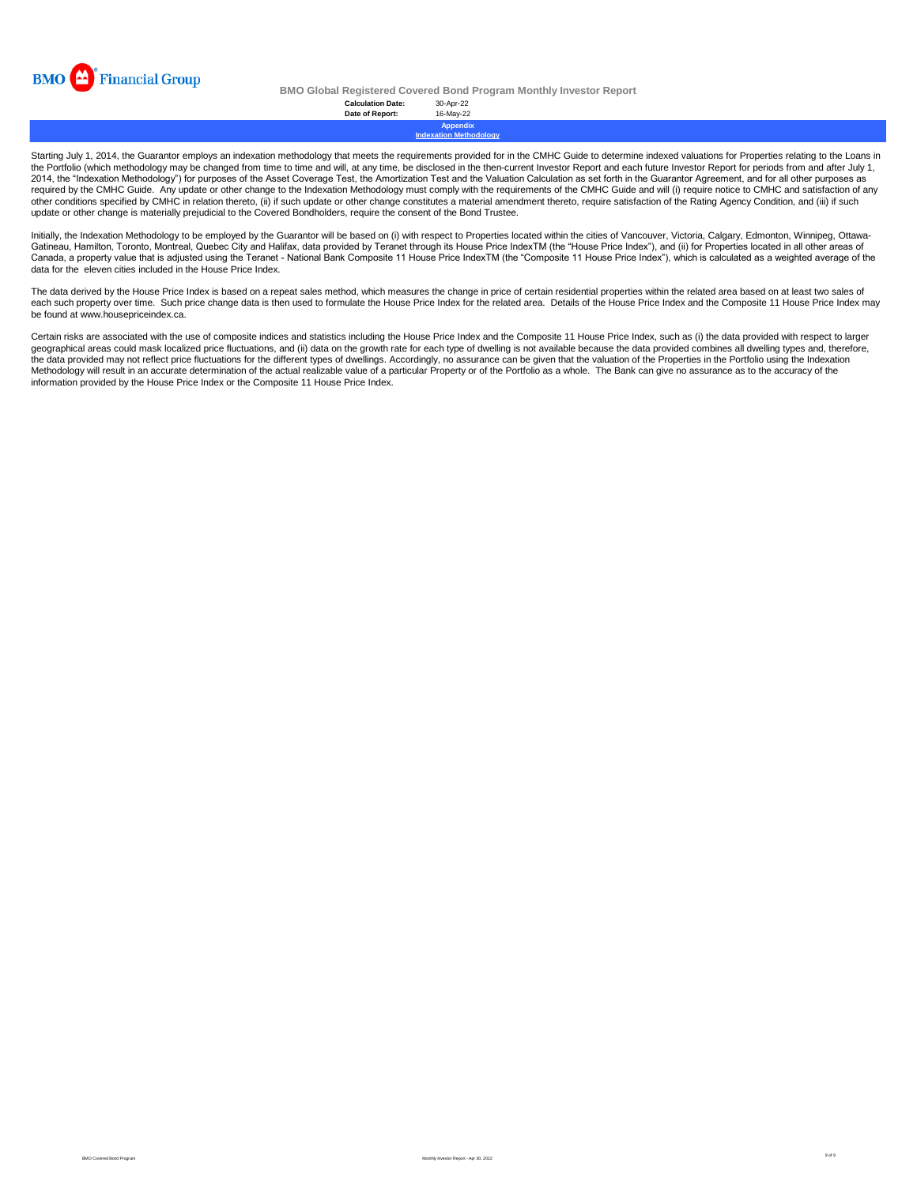BMO Financial Group

**BMO Global Registered Covered Bond Program Monthly Investor Report**

**Calculation Date:** 30-Apr-22
**Date of Report:** 16-May-22

## Appendix
### Indexation Methodology

Starting July 1, 2014, the Guarantor employs an indexation methodology that meets the requirements provided for in the CMHC Guide to determine indexed valuations for Properties relating to the Loans in the Portfolio (which methodology may be changed from time to time and will, at any time, be disclosed in the then-current Investor Report and each future Investor Report for periods from and after July 1, 2014, the "Indexation Methodology") for purposes of the Asset Coverage Test, the Amortization Test and the Valuation Calculation as set forth in the Guarantor Agreement, and for all other purposes as required by the CMHC Guide. Any update or other change to the Indexation Methodology must comply with the requirements of the CMHC Guide and will (i) require notice to CMHC and satisfaction of any other conditions specified by CMHC in relation thereto, (ii) if such update or other change constitutes a material amendment thereto, require satisfaction of the Rating Agency Condition, and (iii) if such update or other change is materially prejudicial to the Covered Bondholders, require the consent of the Bond Trustee.

Initially, the Indexation Methodology to be employed by the Guarantor will be based on (i) with respect to Properties located within the cities of Vancouver, Victoria, Calgary, Edmonton, Winnipeg, Ottawa-Gatineau, Hamilton, Toronto, Montreal, Quebec City and Halifax, data provided by Teranet through its House Price IndexTM (the "House Price Index"), and (ii) for Properties located in all other areas of Canada, a property value that is adjusted using the Teranet - National Bank Composite 11 House Price IndexTM (the "Composite 11 House Price Index"), which is calculated as a weighted average of the data for the eleven cities included in the House Price Index.

The data derived by the House Price Index is based on a repeat sales method, which measures the change in price of certain residential properties within the related area based on at least two sales of each such property over time. Such price change data is then used to formulate the House Price Index for the related area. Details of the House Price Index and the Composite 11 House Price Index may be found at www.housepriceindex.ca.

Certain risks are associated with the use of composite indices and statistics including the House Price Index and the Composite 11 House Price Index, such as (i) the data provided with respect to larger geographical areas could mask localized price fluctuations, and (ii) data on the growth rate for each type of dwelling is not available because the data provided combines all dwelling types and, therefore, the data provided may not reflect price fluctuations for the different types of dwellings. Accordingly, no assurance can be given that the valuation of the Properties in the Portfolio using the Indexation Methodology will result in an accurate determination of the actual realizable value of a particular Property or of the Portfolio as a whole. The Bank can give no assurance as to the accuracy of the information provided by the House Price Index or the Composite 11 House Price Index.